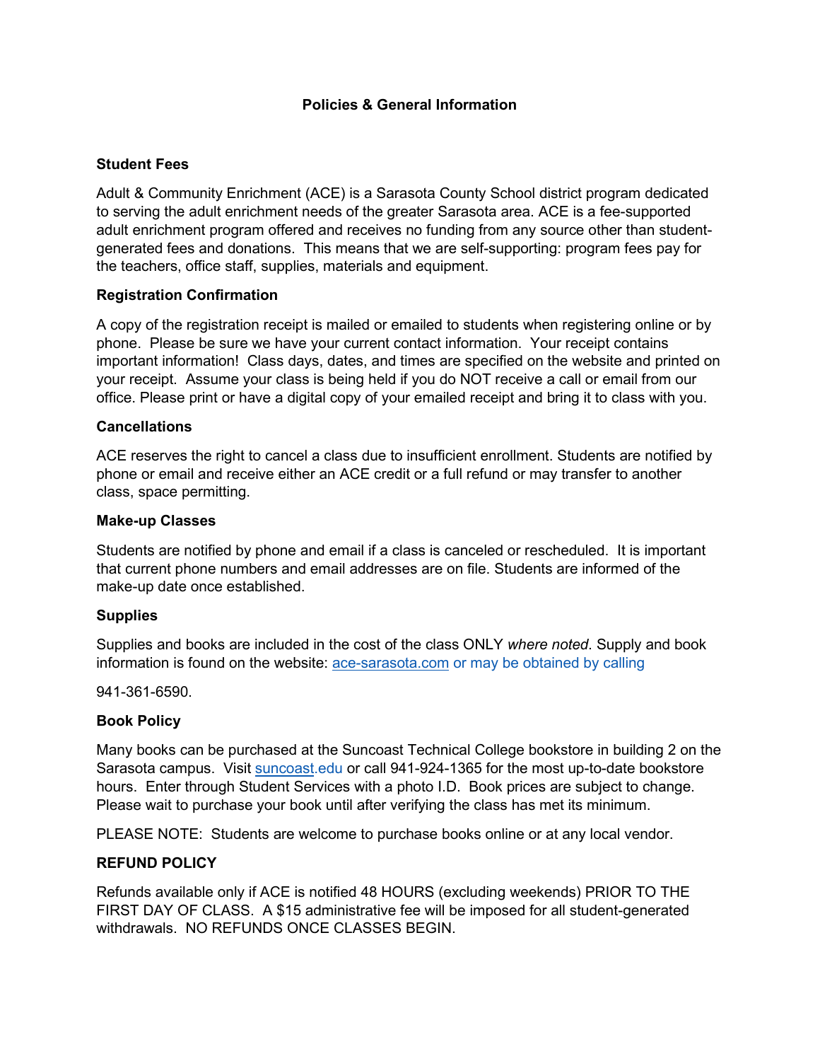# Policies & General Information

### Student Fees

Adult & Community Enrichment (ACE) is a Sarasota County School district program dedicated to serving the adult enrichment needs of the greater Sarasota area. ACE is a fee-supported adult enrichment program offered and receives no funding from any source other than student-generated fees and donations. This means that we are self-supporting: program fees pay for the teachers, office staff, supplies, materials and equipment.

### Registration Confirmation

A copy of the registration receipt is mailed or emailed to students when registering online or by phone. Please be sure we have your current contact information. Your receipt contains important information! Class days, dates, and times are specified on the website and printed on your receipt. Assume your class is being held if you do NOT receive a call or email from our office. Please print or have a digital copy of your emailed receipt and bring it to class with you.

### Cancellations

ACE reserves the right to cancel a class due to insufficient enrollment. Students are notified by phone or email and receive either an ACE credit or a full refund or may transfer to another class, space permitting.

### Make-up Classes

Students are notified by phone and email if a class is canceled or rescheduled. It is important that current phone numbers and email addresses are on file. Students are informed of the make-up date once established.

### Supplies

Supplies and books are included in the cost of the class ONLY *where noted*. Supply and book information is found on the website: ace-sarasota.com or may be obtained by calling

941-361-6590.

### Book Policy

Many books can be purchased at the Suncoast Technical College bookstore in building 2 on the Sarasota campus. Visit suncoast.edu or call 941-924-1365 for the most up-to-date bookstore hours. Enter through Student Services with a photo I.D. Book prices are subject to change. Please wait to purchase your book until after verifying the class has met its minimum.

PLEASE NOTE: Students are welcome to purchase books online or at any local vendor.

### REFUND POLICY

Refunds available only if ACE is notified 48 HOURS (excluding weekends) PRIOR TO THE FIRST DAY OF CLASS. A $15 administrative fee will be imposed for all student-generated withdrawals. NO REFUNDS ONCE CLASSES BEGIN.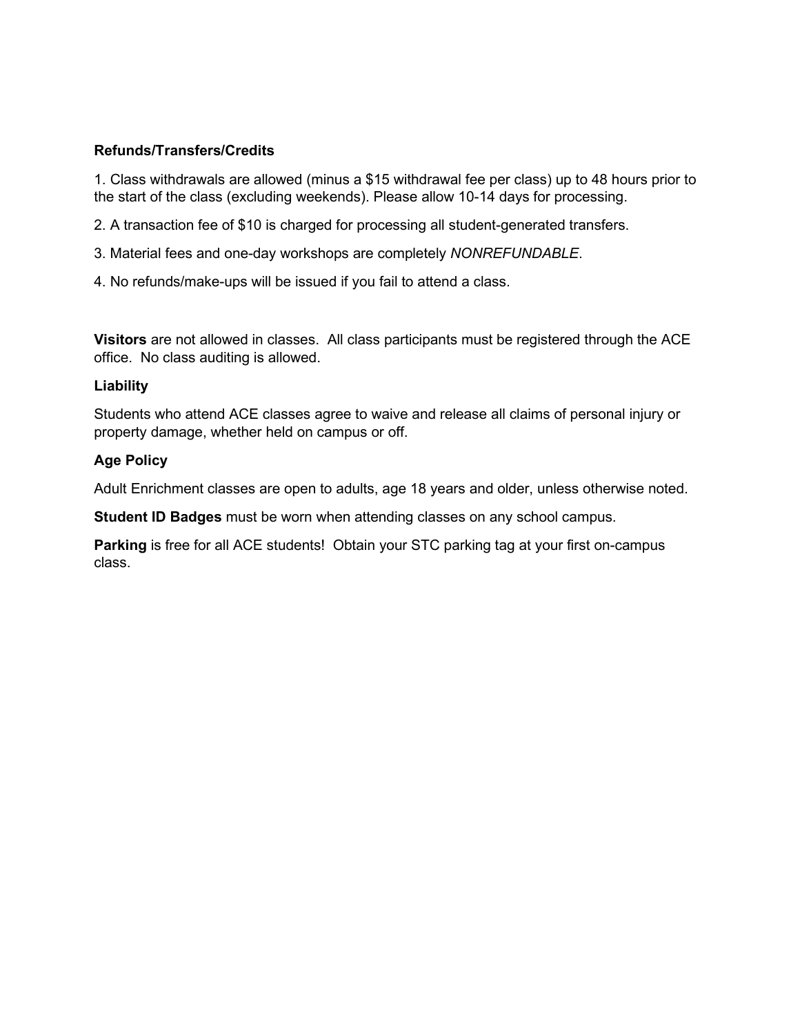**Refunds/Transfers/Credits**

1. Class withdrawals are allowed (minus a $15 withdrawal fee per class) up to 48 hours prior to the start of the class (excluding weekends). Please allow 10-14 days for processing.

2. A transaction fee of $10 is charged for processing all student-generated transfers.

3. Material fees and one-day workshops are completely *NONREFUNDABLE*.

4. No refunds/make-ups will be issued if you fail to attend a class.

**Visitors** are not allowed in classes. All class participants must be registered through the ACE office. No class auditing is allowed.

**Liability**

Students who attend ACE classes agree to waive and release all claims of personal injury or property damage, whether held on campus or off.

**Age Policy**

Adult Enrichment classes are open to adults, age 18 years and older, unless otherwise noted.

**Student ID Badges** must be worn when attending classes on any school campus.

**Parking** is free for all ACE students! Obtain your STC parking tag at your first on-campus class.